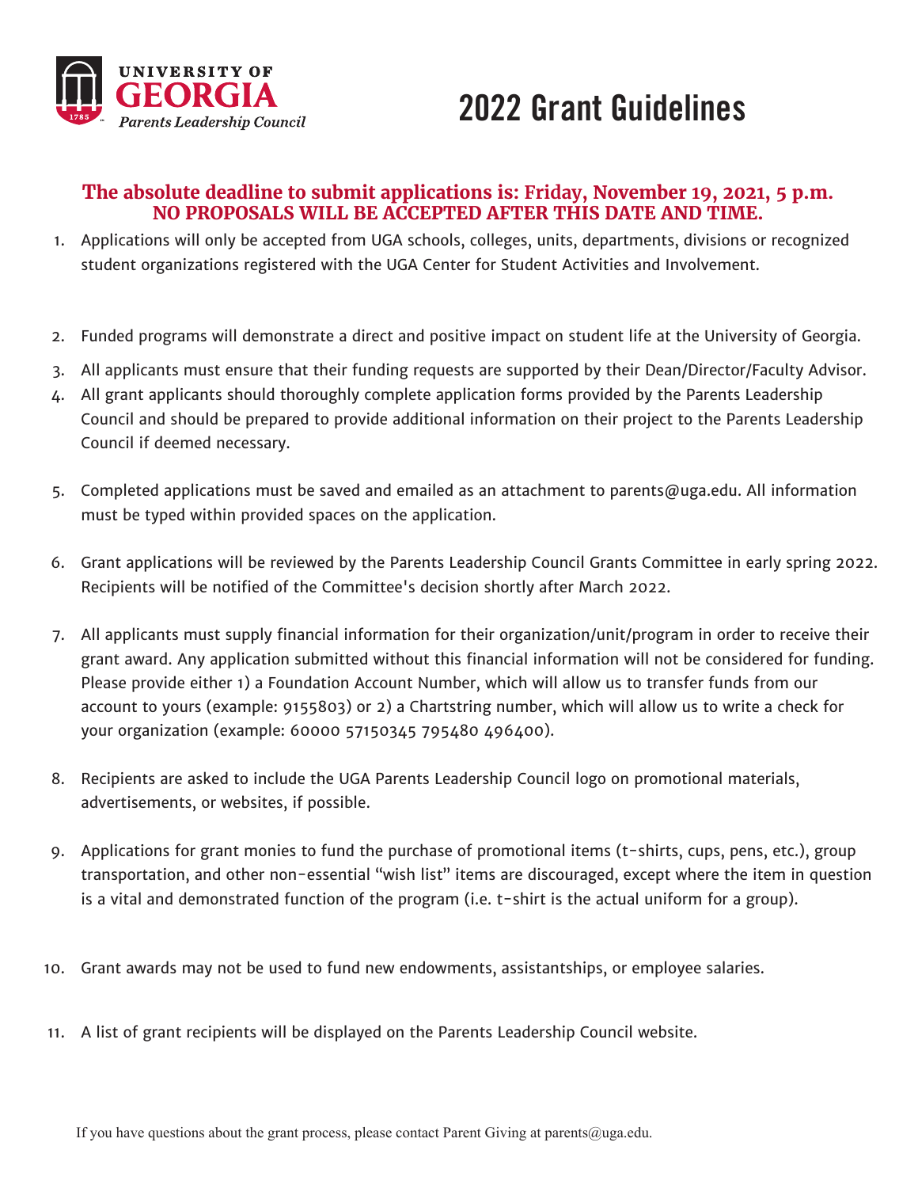UNIVERSITY OF GEORGIA
*Parents Leadership Council*

# 2022 Grant Guidelines

**The absolute deadline to submit applications is: Friday, November 19, 2021, 5 p.m.**
**NO PROPOSALS WILL BE ACCEPTED AFTER THIS DATE AND TIME.**

1. Applications will only be accepted from UGA schools, colleges, units, departments, divisions or recognized student organizations registered with the UGA Center for Student Activities and Involvement.

2. Funded programs will demonstrate a direct and positive impact on student life at the University of Georgia.

3. All applicants must ensure that their funding requests are supported by their Dean/Director/Faculty Advisor.

4. All grant applicants should thoroughly complete application forms provided by the Parents Leadership Council and should be prepared to provide additional information on their project to the Parents Leadership Council if deemed necessary.

5. Completed applications must be saved and emailed as an attachment to parents@uga.edu. All information must be typed within provided spaces on the application.

6. Grant applications will be reviewed by the Parents Leadership Council Grants Committee in early spring 2022. Recipients will be notified of the Committee's decision shortly after March 2022.

7. All applicants must supply financial information for their organization/unit/program in order to receive their grant award. Any application submitted without this financial information will not be considered for funding. Please provide either 1) a Foundation Account Number, which will allow us to transfer funds from our account to yours (example: 9155803) or 2) a Chartstring number, which will allow us to write a check for your organization (example: 60000 57150345 795480 496400).

8. Recipients are asked to include the UGA Parents Leadership Council logo on promotional materials, advertisements, or websites, if possible.

9. Applications for grant monies to fund the purchase of promotional items (t-shirts, cups, pens, etc.), group transportation, and other non-essential "wish list" items are discouraged, except where the item in question is a vital and demonstrated function of the program (i.e. t-shirt is the actual uniform for a group).

10. Grant awards may not be used to fund new endowments, assistantships, or employee salaries.

11. A list of grant recipients will be displayed on the Parents Leadership Council website.

If you have questions about the grant process, please contact Parent Giving at parents@uga.edu.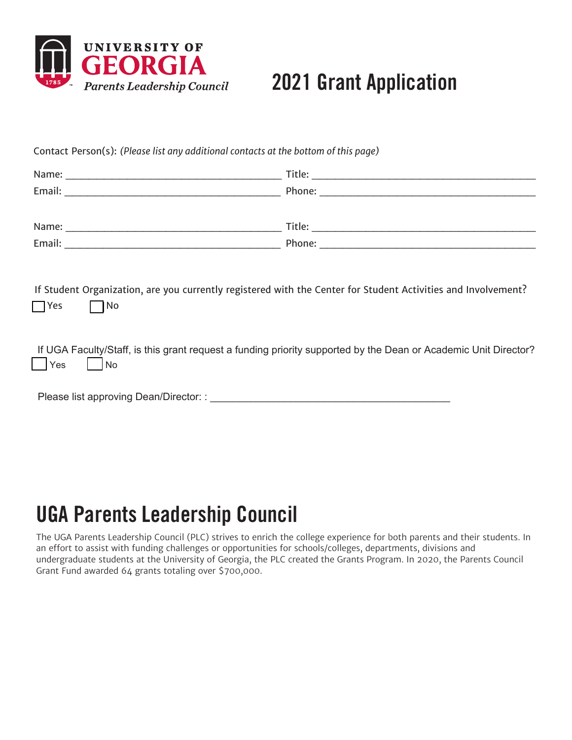UNIVERSITY OF GEORGIA

*Parents Leadership Council*

# 2021 Grant Application

Contact Person(s): *(Please list any additional contacts at the bottom of this page)*

Name: ________________________________________ Title: __________________________________________

Email: ________________________________________ Phone: ________________________________________

Name: ________________________________________ Title: __________________________________________

Email: ________________________________________ Phone: ________________________________________

If Student Organization, are you currently registered with the Center for Student Activities and Involvement?

☐ Yes ☐ No

If UGA Faculty/Staff, is this grant request a funding priority supported by the Dean or Academic Unit Director?

☐ Yes ☐ No

Please list approving Dean/Director: : ____________________________________________

## UGA Parents Leadership Council

The UGA Parents Leadership Council (PLC) strives to enrich the college experience for both parents and their students. In an effort to assist with funding challenges or opportunities for schools/colleges, departments, divisions and undergraduate students at the University of Georgia, the PLC created the Grants Program. In 2020, the Parents Council Grant Fund awarded 64 grants totaling over $700,000.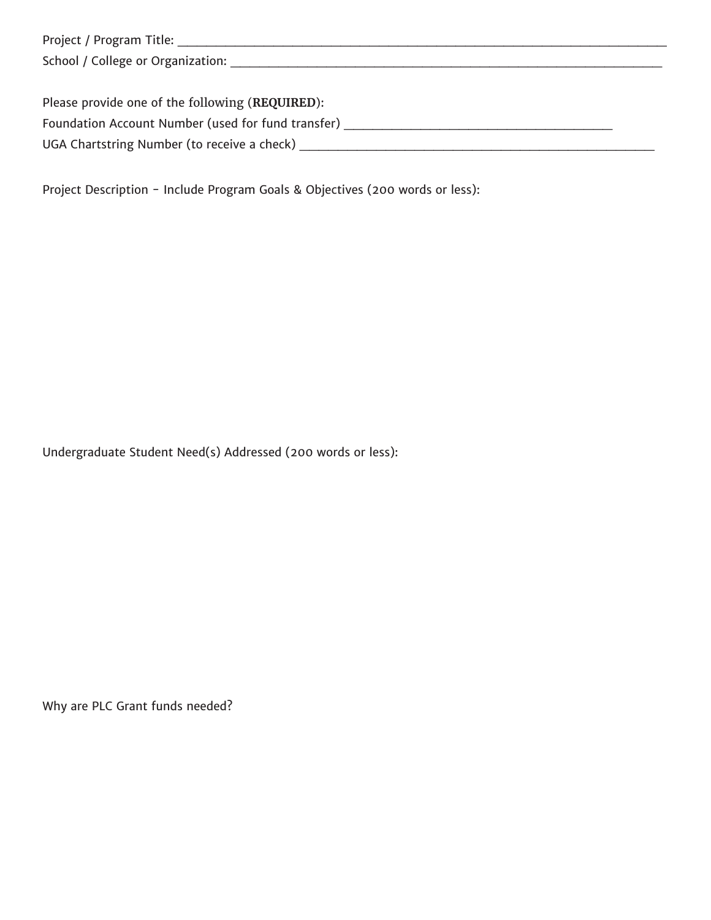Project / Program Title: ______________________________________________________________________________

School / College or Organization: ______________________________________________________________________

Please provide one of the following (**REQUIRED**):

Foundation Account Number (used for fund transfer) ___________________________________________

UGA Chartstring Number (to receive a check) ______________________________________________________

Project Description - Include Program Goals & Objectives (200 words or less):

Undergraduate Student Need(s) Addressed (200 words or less):

Why are PLC Grant funds needed?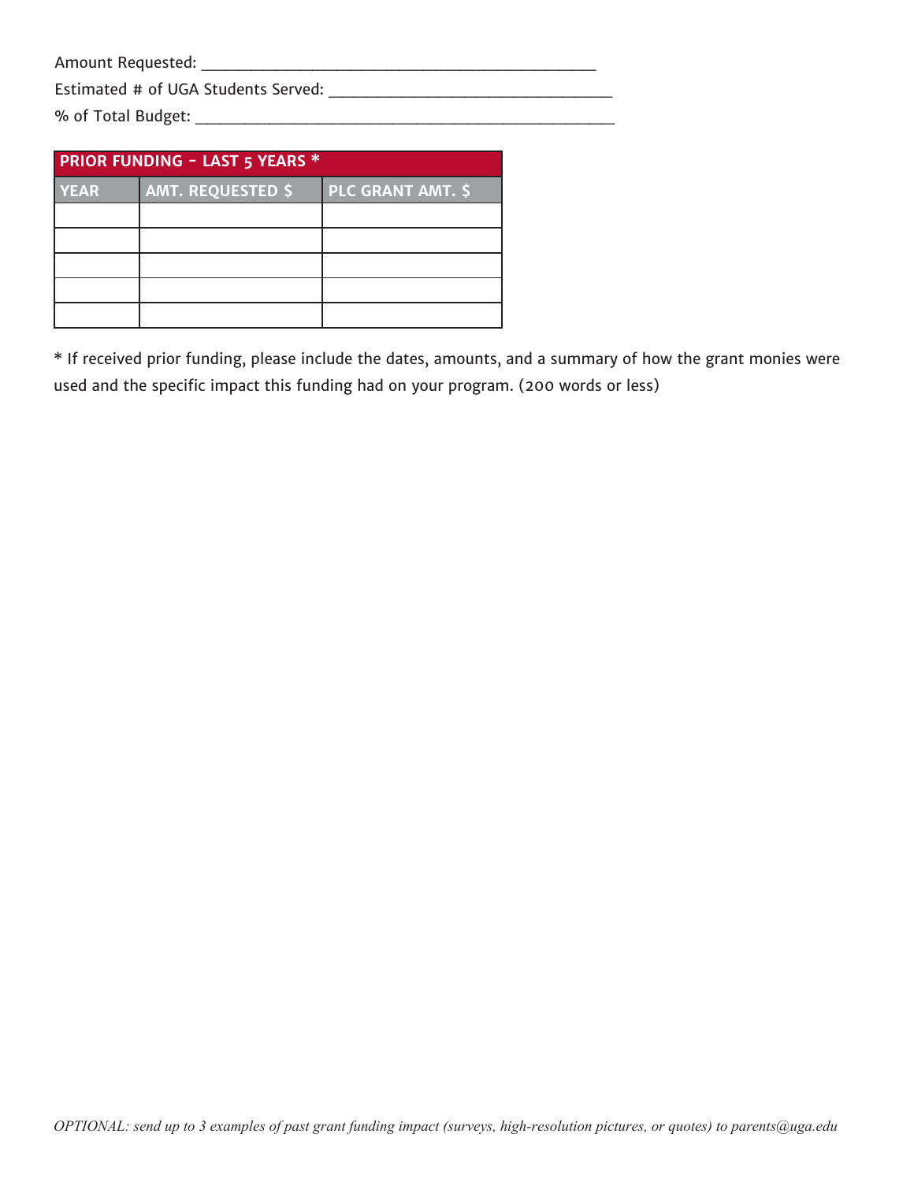Amount Requested: ______________________________________________

Estimated # of UGA Students Served: _________________________________

% of Total Budget: _________________________________________________

| PRIOR FUNDING - LAST 5 YEARS * | | |
|---|---|---|
| YEAR | AMT. REQUESTED $ | PLC GRANT AMT. $ |
| | | |
| | | |
| | | |
| | | |
| | | |

* If received prior funding, please include the dates, amounts, and a summary of how the grant monies were used and the specific impact this funding had on your program. (200 words or less)

*OPTIONAL: send up to 3 examples of past grant funding impact (surveys, high-resolution pictures, or quotes) to parents@uga.edu*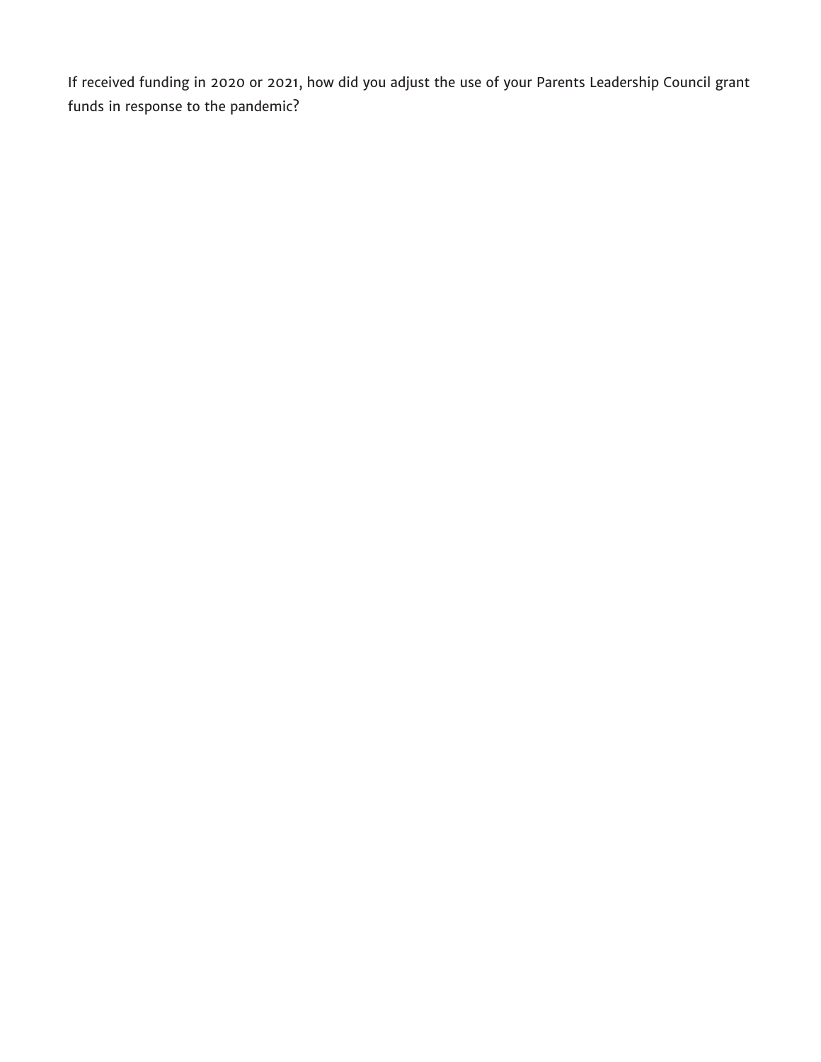If received funding in 2020 or 2021, how did you adjust the use of your Parents Leadership Council grant funds in response to the pandemic?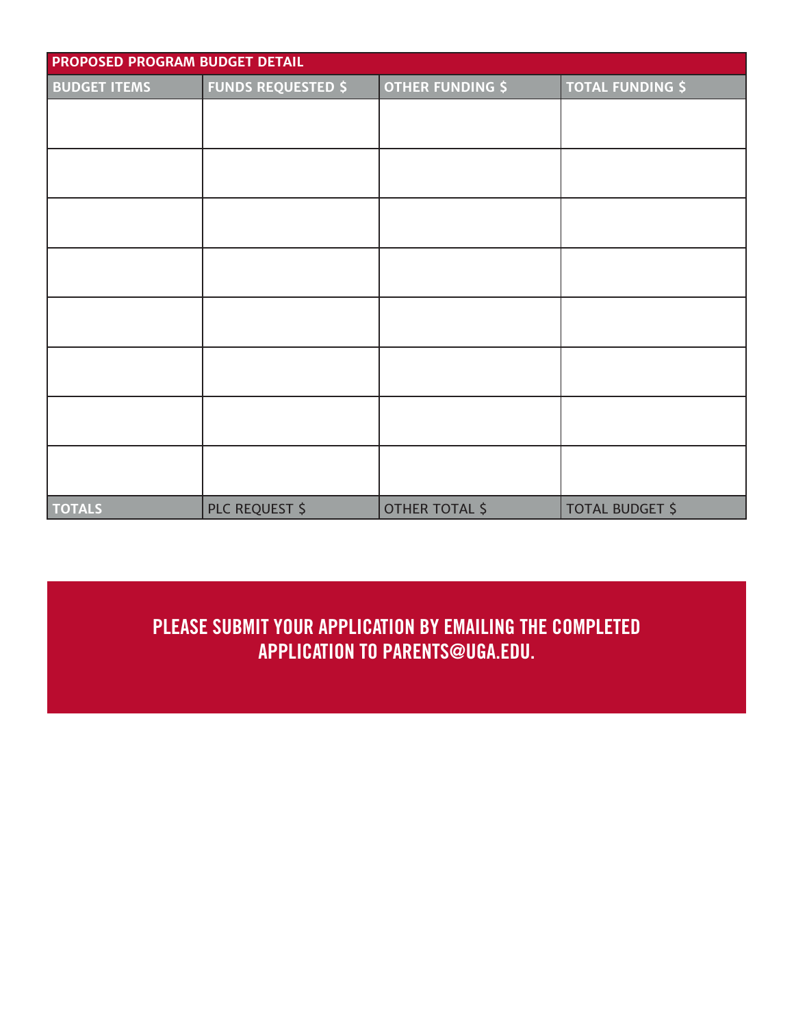## PROPOSED PROGRAM BUDGET DETAIL

| BUDGET ITEMS | FUNDS REQUESTED $ | OTHER FUNDING $ | TOTAL FUNDING $ |
|---|---|---|---|
| | | | |
| | | | |
| | | | |
| | | | |
| | | | |
| | | | |
| | | | |
| | | | |
| TOTALS | PLC REQUEST $ | OTHER TOTAL $ | TOTAL BUDGET $ |

**PLEASE SUBMIT YOUR APPLICATION BY EMAILING THE COMPLETED APPLICATION TO PARENTS@UGA.EDU.**